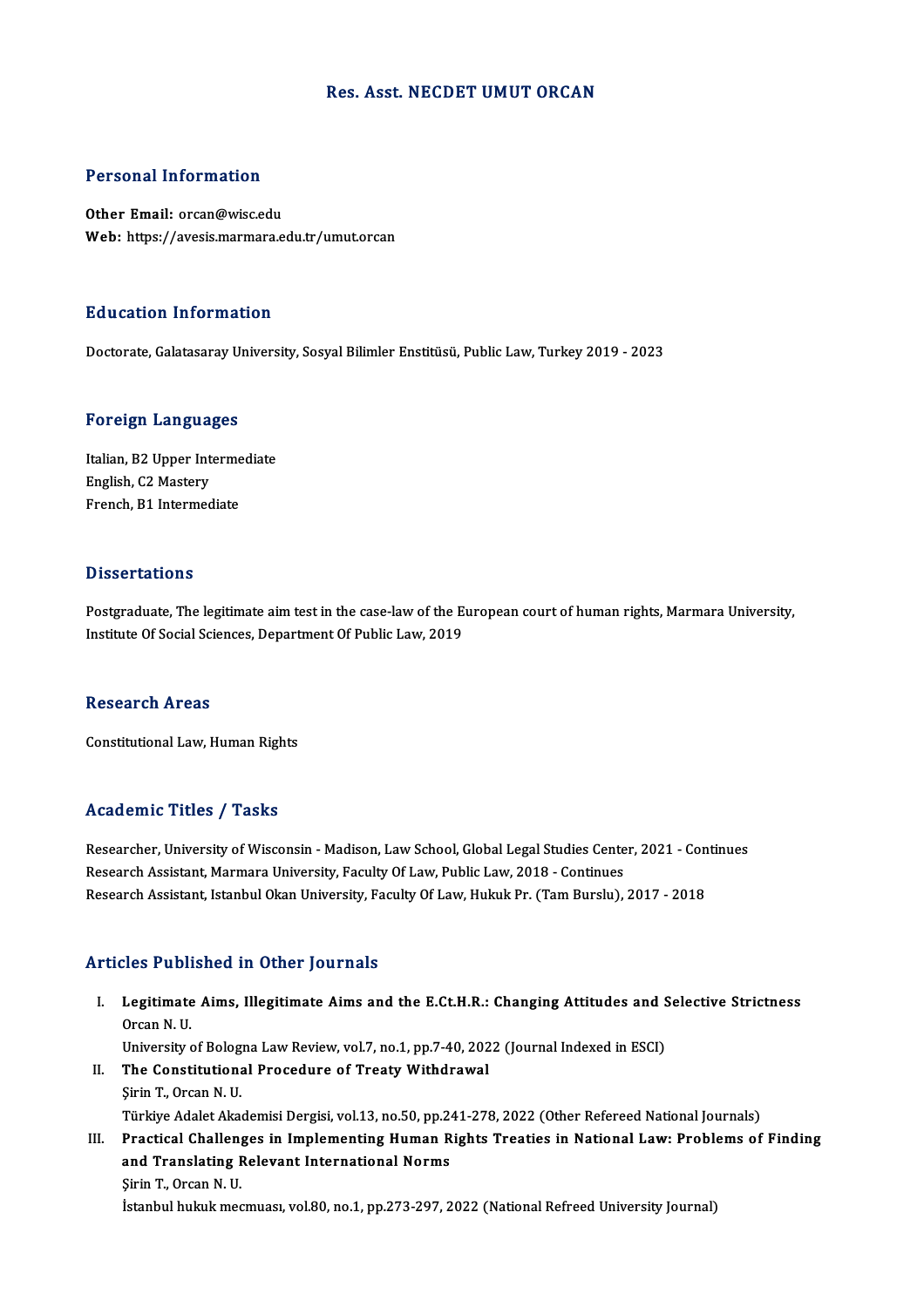# Res. Asst. NECDET UMUT ORCAN

## Personal Information

**Other Email:** orcan@wisc.edu
**Web:** https://avesis.marmara.edu.tr/umut.orcan

## Education Information

Doctorate, Galatasaray University, Sosyal Bilimler Enstitüsü, Public Law, Turkey 2019 - 2023

## Foreign Languages

Italian, B2 Upper Intermediate
English, C2 Mastery
French, B1 Intermediate

## Dissertations

Postgraduate, The legitimate aim test in the case-law of the European court of human rights, Marmara University, Institute Of Social Sciences, Department Of Public Law, 2019

## Research Areas

Constitutional Law, Human Rights

## Academic Titles / Tasks

Researcher, University of Wisconsin - Madison, Law School, Global Legal Studies Center, 2021 - Continues
Research Assistant, Marmara University, Faculty Of Law, Public Law, 2018 - Continues
Research Assistant, Istanbul Okan University, Faculty Of Law, Hukuk Pr. (Tam Burslu), 2017 - 2018

## Articles Published in Other Journals

I. **Legitimate Aims, Illegitimate Aims and the E.Ct.H.R.: Changing Attitudes and Selective Strictness**
   Orcan N. U.
   University of Bologna Law Review, vol.7, no.1, pp.7-40, 2022 (Journal Indexed in ESCI)
II. **The Constitutional Procedure of Treaty Withdrawal**
   Şirin T., Orcan N. U.
   Türkiye Adalet Akademisi Dergisi, vol.13, no.50, pp.241-278, 2022 (Other Refereed National Journals)
III. **Practical Challenges in Implementing Human Rights Treaties in National Law: Problems of Finding and Translating Relevant International Norms**
   Şirin T., Orcan N. U.
   İstanbul hukuk mecmuası, vol.80, no.1, pp.273-297, 2022 (National Refreed University Journal)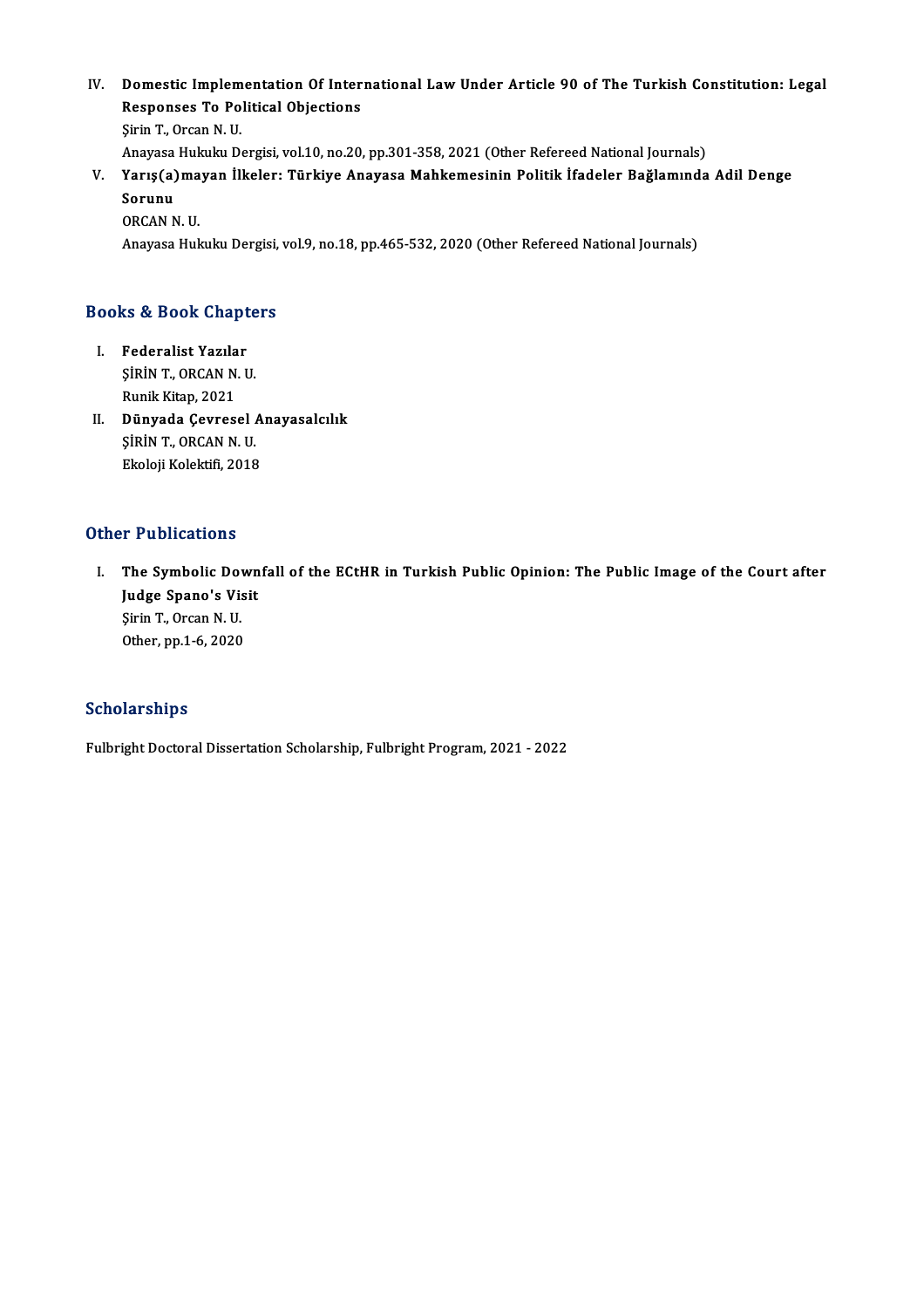IV. **Domestic Implementation Of International Law Under Article 90 of The Turkish Constitution: Legal Responses To Political Objections**
Şirin T., Orcan N. U.
Anayasa Hukuku Dergisi, vol.10, no.20, pp.301-358, 2021 (Other Refereed National Journals)

V. **Yarış(a)mayan İlkeler: Türkiye Anayasa Mahkemesinin Politik İfadeler Bağlamında Adil Denge Sorunu**
ORCAN N. U.
Anayasa Hukuku Dergisi, vol.9, no.18, pp.465-532, 2020 (Other Refereed National Journals)

## Books & Book Chapters

I. **Federalist Yazılar**
ŞİRİN T., ORCAN N. U.
Runik Kitap, 2021

II. **Dünyada Çevresel Anayasalcılık**
ŞİRİN T., ORCAN N. U.
Ekoloji Kolektifi, 2018

## Other Publications

I. **The Symbolic Downfall of the ECtHR in Turkish Public Opinion: The Public Image of the Court after Judge Spano's Visit**
Şirin T., Orcan N. U.
Other, pp.1-6, 2020

## Scholarships

Fulbright Doctoral Dissertation Scholarship, Fulbright Program, 2021 - 2022